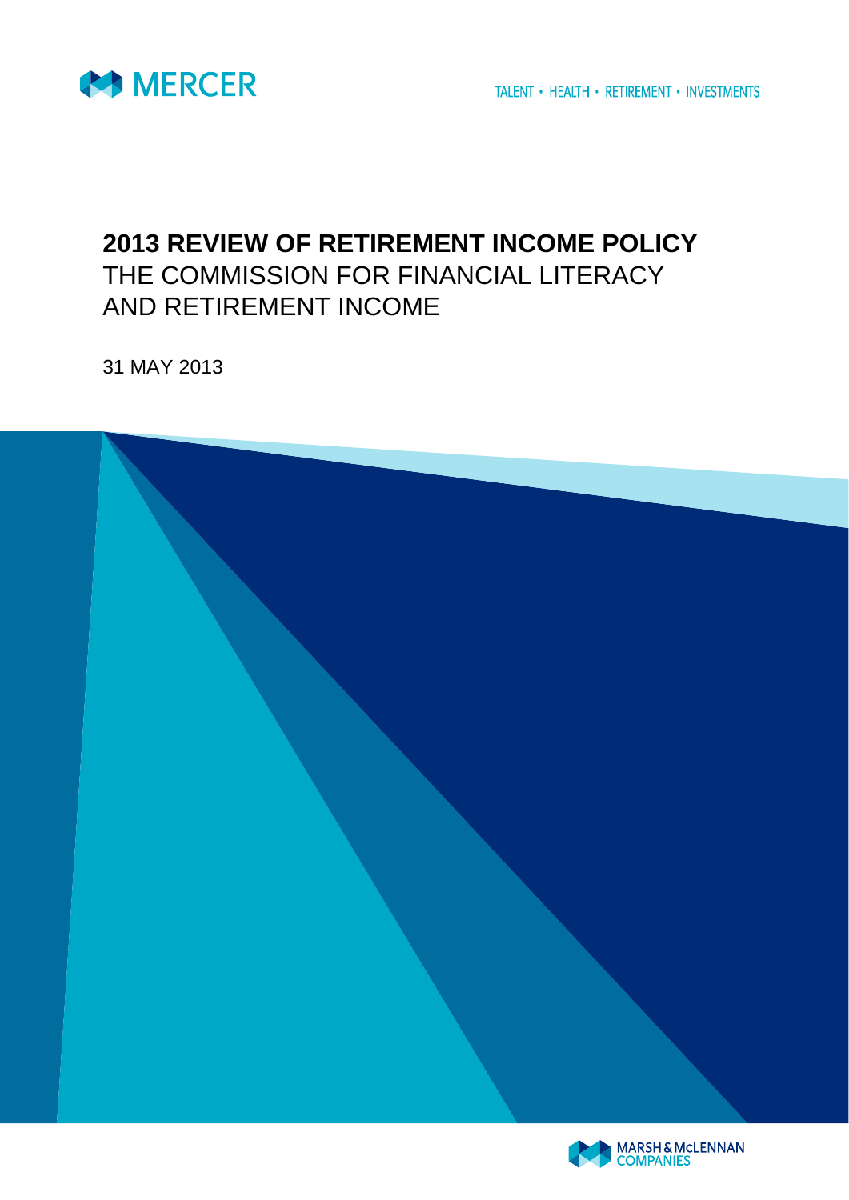MERCER

TALENT • HEALTH • RETIREMENT • INVESTMENTS

# 2013 REVIEW OF RETIREMENT INCOME POLICY

THE COMMISSION FOR FINANCIAL LITERACY AND RETIREMENT INCOME

31 MAY 2013

MARSH & McLENNAN COMPANIES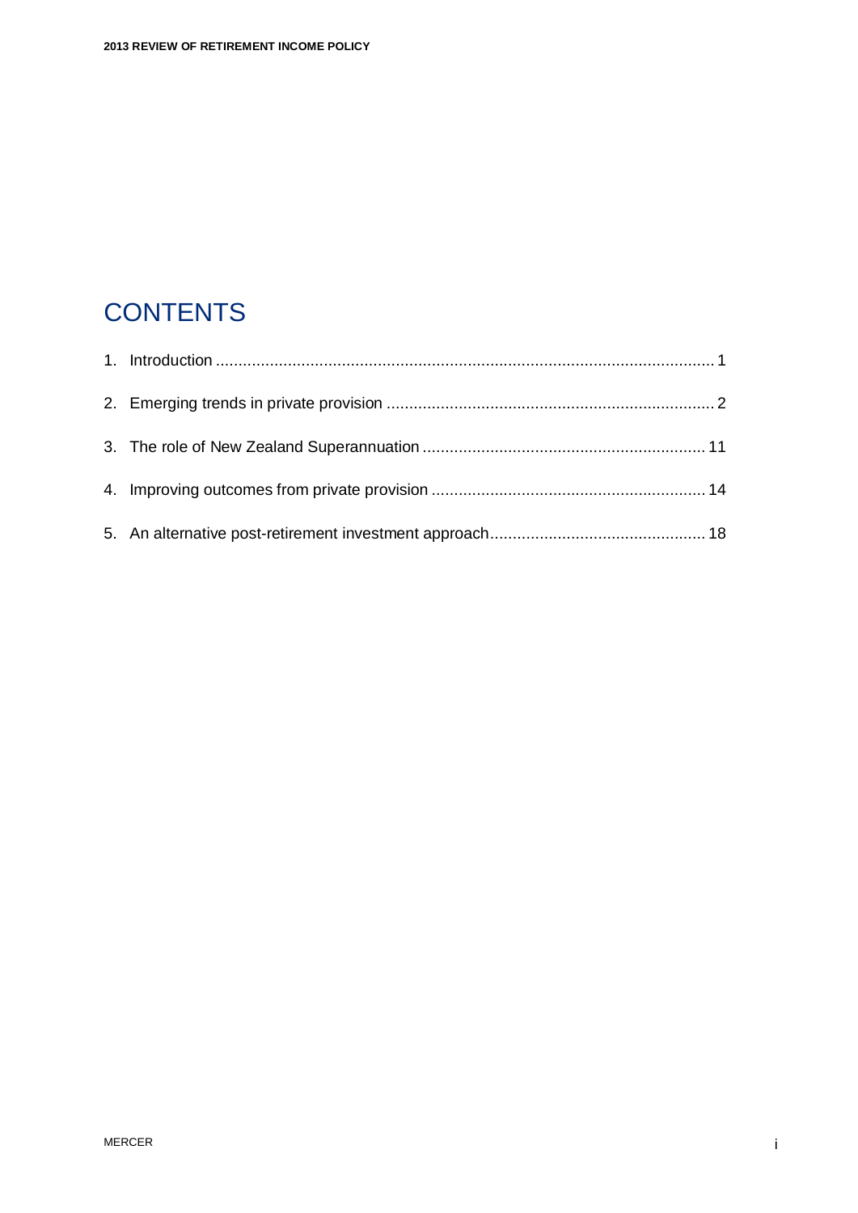# CONTENTS

1. Introduction ........................................................................................................... 1
2. Emerging trends in private provision ........................................................................ 2
3. The role of New Zealand Superannuation ............................................................... 11
4. Improving outcomes from private provision ............................................................ 14
5. An alternative post-retirement investment approach................................................ 18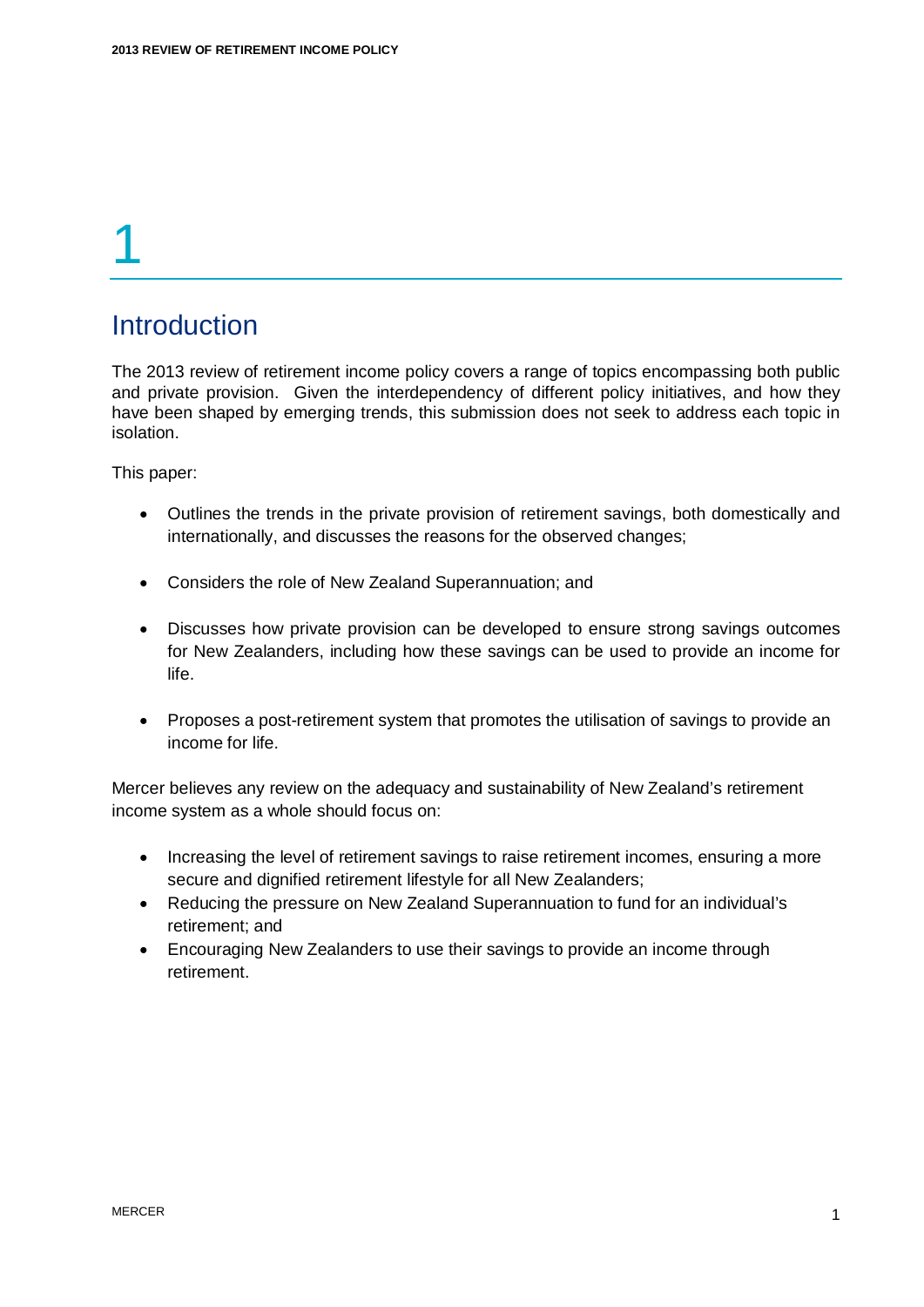# 1

## Introduction

The 2013 review of retirement income policy covers a range of topics encompassing both public and private provision. Given the interdependency of different policy initiatives, and how they have been shaped by emerging trends, this submission does not seek to address each topic in isolation.

This paper:

- Outlines the trends in the private provision of retirement savings, both domestically and internationally, and discusses the reasons for the observed changes;
- Considers the role of New Zealand Superannuation; and
- Discusses how private provision can be developed to ensure strong savings outcomes for New Zealanders, including how these savings can be used to provide an income for life.
- Proposes a post-retirement system that promotes the utilisation of savings to provide an income for life.

Mercer believes any review on the adequacy and sustainability of New Zealand's retirement income system as a whole should focus on:

- Increasing the level of retirement savings to raise retirement incomes, ensuring a more secure and dignified retirement lifestyle for all New Zealanders;
- Reducing the pressure on New Zealand Superannuation to fund for an individual's retirement; and
- Encouraging New Zealanders to use their savings to provide an income through retirement.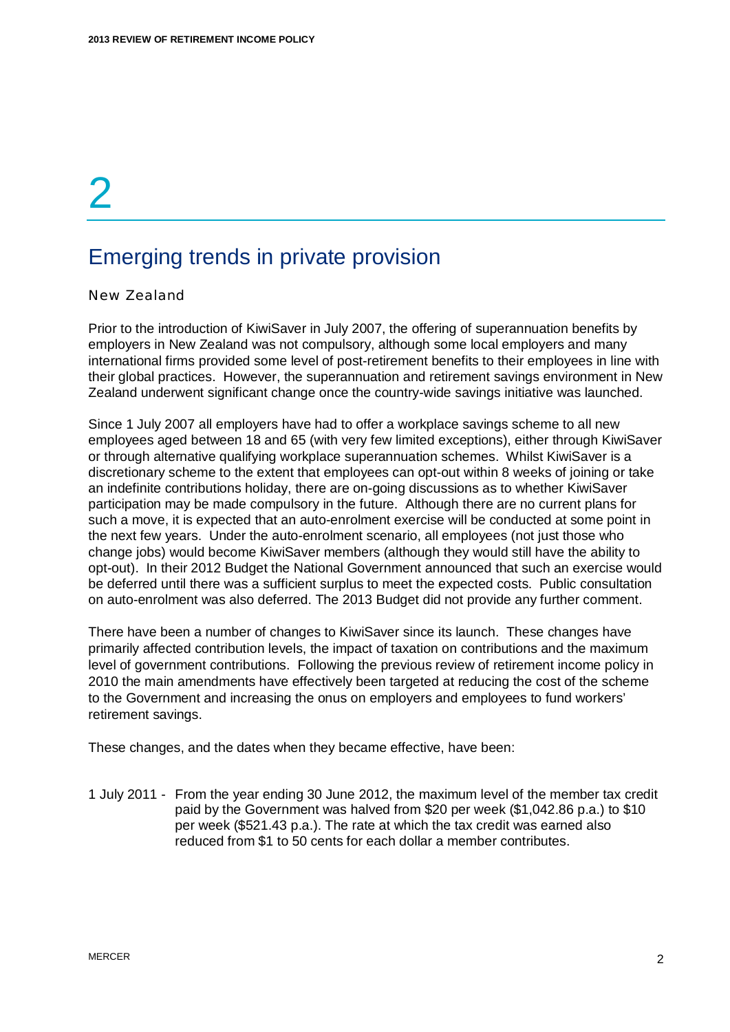# 2

## Emerging trends in private provision

### New Zealand

Prior to the introduction of KiwiSaver in July 2007, the offering of superannuation benefits by employers in New Zealand was not compulsory, although some local employers and many international firms provided some level of post-retirement benefits to their employees in line with their global practices. However, the superannuation and retirement savings environment in New Zealand underwent significant change once the country-wide savings initiative was launched.

Since 1 July 2007 all employers have had to offer a workplace savings scheme to all new employees aged between 18 and 65 (with very few limited exceptions), either through KiwiSaver or through alternative qualifying workplace superannuation schemes. Whilst KiwiSaver is a discretionary scheme to the extent that employees can opt-out within 8 weeks of joining or take an indefinite contributions holiday, there are on-going discussions as to whether KiwiSaver participation may be made compulsory in the future. Although there are no current plans for such a move, it is expected that an auto-enrolment exercise will be conducted at some point in the next few years. Under the auto-enrolment scenario, all employees (not just those who change jobs) would become KiwiSaver members (although they would still have the ability to opt-out). In their 2012 Budget the National Government announced that such an exercise would be deferred until there was a sufficient surplus to meet the expected costs. Public consultation on auto-enrolment was also deferred. The 2013 Budget did not provide any further comment.

There have been a number of changes to KiwiSaver since its launch. These changes have primarily affected contribution levels, the impact of taxation on contributions and the maximum level of government contributions. Following the previous review of retirement income policy in 2010 the main amendments have effectively been targeted at reducing the cost of the scheme to the Government and increasing the onus on employers and employees to fund workers' retirement savings.

These changes, and the dates when they became effective, have been:

1 July 2011 - From the year ending 30 June 2012, the maximum level of the member tax credit paid by the Government was halved from $20 per week ($1,042.86 p.a.) to $10 per week ($521.43 p.a.). The rate at which the tax credit was earned also reduced from $1 to 50 cents for each dollar a member contributes.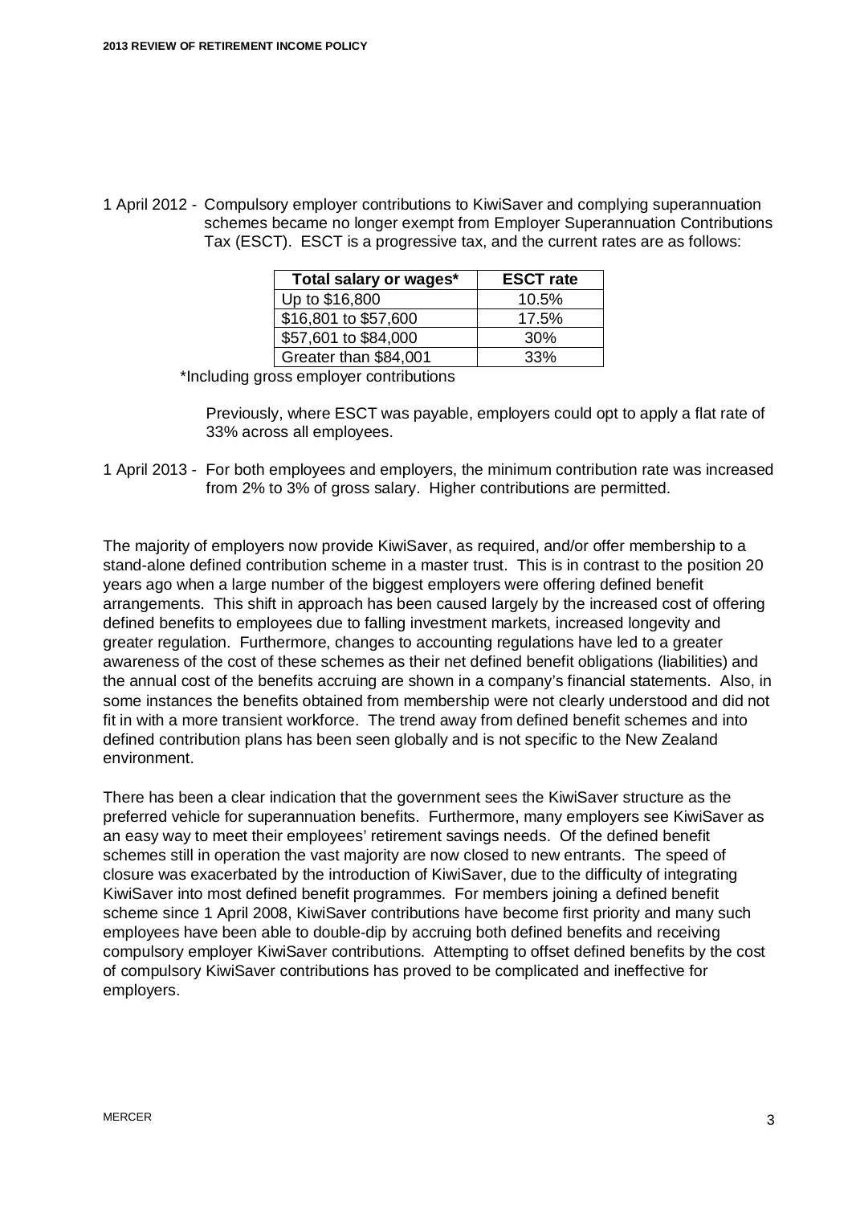1 April 2012 - Compulsory employer contributions to KiwiSaver and complying superannuation schemes became no longer exempt from Employer Superannuation Contributions Tax (ESCT). ESCT is a progressive tax, and the current rates are as follows:

| Total salary or wages* | ESCT rate |
|---|---|
| Up to $16,800 | 10.5% |
| $16,801 to $57,600 | 17.5% |
| $57,601 to $84,000 | 30% |
| Greater than $84,001 | 33% |

*Including gross employer contributions

Previously, where ESCT was payable, employers could opt to apply a flat rate of 33% across all employees.

1 April 2013 - For both employees and employers, the minimum contribution rate was increased from 2% to 3% of gross salary. Higher contributions are permitted.

The majority of employers now provide KiwiSaver, as required, and/or offer membership to a stand-alone defined contribution scheme in a master trust. This is in contrast to the position 20 years ago when a large number of the biggest employers were offering defined benefit arrangements. This shift in approach has been caused largely by the increased cost of offering defined benefits to employees due to falling investment markets, increased longevity and greater regulation. Furthermore, changes to accounting regulations have led to a greater awareness of the cost of these schemes as their net defined benefit obligations (liabilities) and the annual cost of the benefits accruing are shown in a company's financial statements. Also, in some instances the benefits obtained from membership were not clearly understood and did not fit in with a more transient workforce. The trend away from defined benefit schemes and into defined contribution plans has been seen globally and is not specific to the New Zealand environment.

There has been a clear indication that the government sees the KiwiSaver structure as the preferred vehicle for superannuation benefits. Furthermore, many employers see KiwiSaver as an easy way to meet their employees' retirement savings needs. Of the defined benefit schemes still in operation the vast majority are now closed to new entrants. The speed of closure was exacerbated by the introduction of KiwiSaver, due to the difficulty of integrating KiwiSaver into most defined benefit programmes. For members joining a defined benefit scheme since 1 April 2008, KiwiSaver contributions have become first priority and many such employees have been able to double-dip by accruing both defined benefits and receiving compulsory employer KiwiSaver contributions. Attempting to offset defined benefits by the cost of compulsory KiwiSaver contributions has proved to be complicated and ineffective for employers.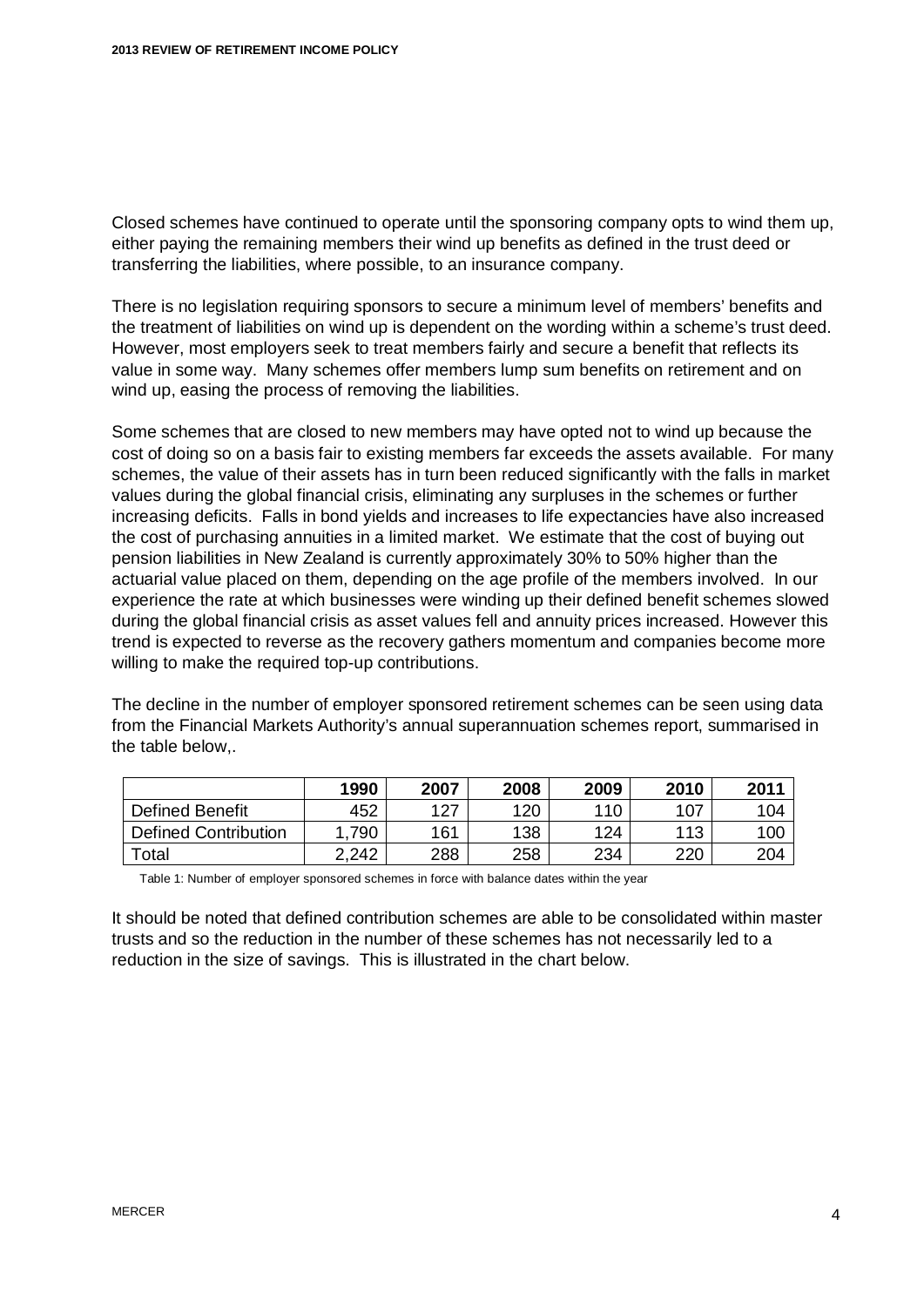Closed schemes have continued to operate until the sponsoring company opts to wind them up, either paying the remaining members their wind up benefits as defined in the trust deed or transferring the liabilities, where possible, to an insurance company.

There is no legislation requiring sponsors to secure a minimum level of members' benefits and the treatment of liabilities on wind up is dependent on the wording within a scheme's trust deed. However, most employers seek to treat members fairly and secure a benefit that reflects its value in some way. Many schemes offer members lump sum benefits on retirement and on wind up, easing the process of removing the liabilities.

Some schemes that are closed to new members may have opted not to wind up because the cost of doing so on a basis fair to existing members far exceeds the assets available. For many schemes, the value of their assets has in turn been reduced significantly with the falls in market values during the global financial crisis, eliminating any surpluses in the schemes or further increasing deficits. Falls in bond yields and increases to life expectancies have also increased the cost of purchasing annuities in a limited market. We estimate that the cost of buying out pension liabilities in New Zealand is currently approximately 30% to 50% higher than the actuarial value placed on them, depending on the age profile of the members involved. In our experience the rate at which businesses were winding up their defined benefit schemes slowed during the global financial crisis as asset values fell and annuity prices increased. However this trend is expected to reverse as the recovery gathers momentum and companies become more willing to make the required top-up contributions.

The decline in the number of employer sponsored retirement schemes can be seen using data from the Financial Markets Authority's annual superannuation schemes report, summarised in the table below,.

| | 1990 | 2007 | 2008 | 2009 | 2010 | 2011 |
|---|---|---|---|---|---|---|
| Defined Benefit | 452 | 127 | 120 | 110 | 107 | 104 |
| Defined Contribution | 1,790 | 161 | 138 | 124 | 113 | 100 |
| Total | 2,242 | 288 | 258 | 234 | 220 | 204 |

Table 1: Number of employer sponsored schemes in force with balance dates within the year

It should be noted that defined contribution schemes are able to be consolidated within master trusts and so the reduction in the number of these schemes has not necessarily led to a reduction in the size of savings. This is illustrated in the chart below.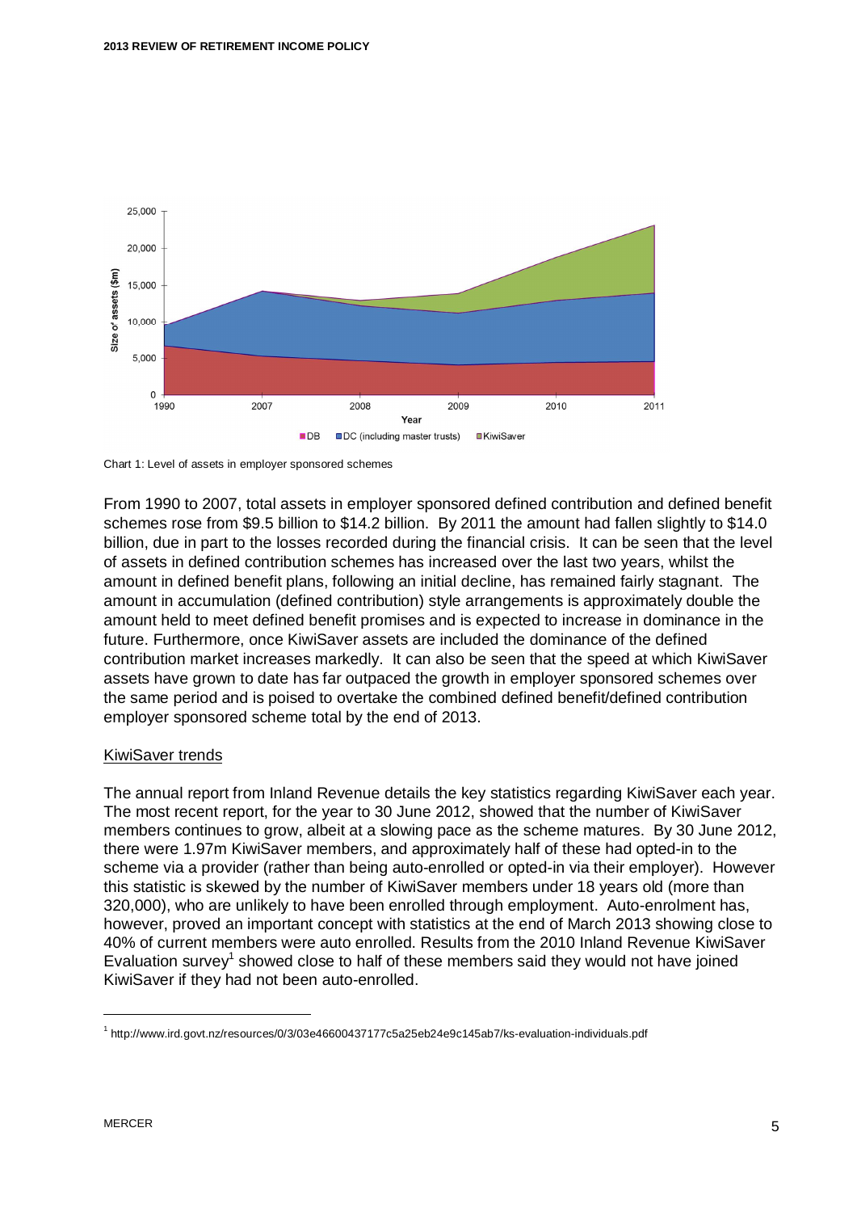Chart 1: Level of assets in employer sponsored schemes

From 1990 to 2007, total assets in employer sponsored defined contribution and defined benefit schemes rose from \$9.5 billion to \$14.2 billion. By 2011 the amount had fallen slightly to \$14.0 billion, due in part to the losses recorded during the financial crisis. It can be seen that the level of assets in defined contribution schemes has increased over the last two years, whilst the amount in defined benefit plans, following an initial decline, has remained fairly stagnant. The amount in accumulation (defined contribution) style arrangements is approximately double the amount held to meet defined benefit promises and is expected to increase in dominance in the future. Furthermore, once KiwiSaver assets are included the dominance of the defined contribution market increases markedly. It can also be seen that the speed at which KiwiSaver assets have grown to date has far outpaced the growth in employer sponsored schemes over the same period and is poised to overtake the combined defined benefit/defined contribution employer sponsored scheme total by the end of 2013.

<u>KiwiSaver trends</u>

The annual report from Inland Revenue details the key statistics regarding KiwiSaver each year. The most recent report, for the year to 30 June 2012, showed that the number of KiwiSaver members continues to grow, albeit at a slowing pace as the scheme matures. By 30 June 2012, there were 1.97m KiwiSaver members, and approximately half of these had opted-in to the scheme via a provider (rather than being auto-enrolled or opted-in via their employer). However this statistic is skewed by the number of KiwiSaver members under 18 years old (more than 320,000), who are unlikely to have been enrolled through employment. Auto-enrolment has, however, proved an important concept with statistics at the end of March 2013 showing close to 40% of current members were auto enrolled. Results from the 2010 Inland Revenue KiwiSaver Evaluation survey[1] showed close to half of these members said they would not have joined KiwiSaver if they had not been auto-enrolled.

[1] http://www.ird.govt.nz/resources/0/3/03e46600437177c5a25eb24e9c145ab7/ks-evaluation-individuals.pdf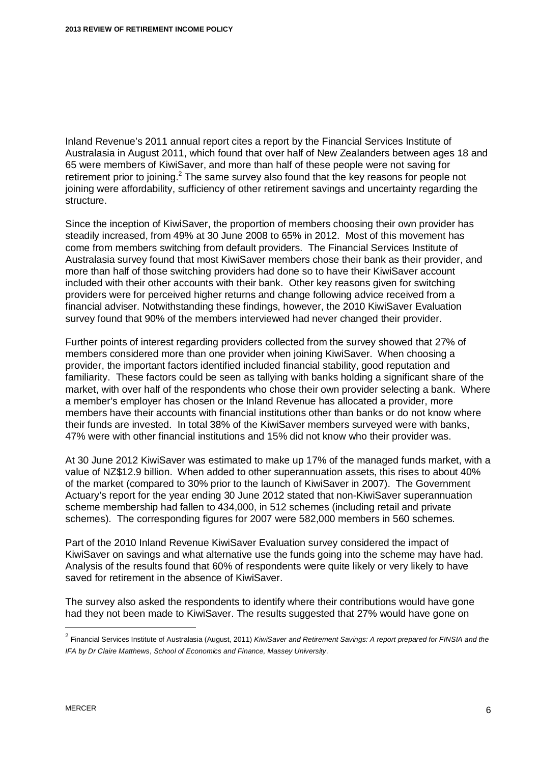Inland Revenue's 2011 annual report cites a report by the Financial Services Institute of Australasia in August 2011, which found that over half of New Zealanders between ages 18 and 65 were members of KiwiSaver, and more than half of these people were not saving for retirement prior to joining.[2] The same survey also found that the key reasons for people not joining were affordability, sufficiency of other retirement savings and uncertainty regarding the structure.

Since the inception of KiwiSaver, the proportion of members choosing their own provider has steadily increased, from 49% at 30 June 2008 to 65% in 2012. Most of this movement has come from members switching from default providers. The Financial Services Institute of Australasia survey found that most KiwiSaver members chose their bank as their provider, and more than half of those switching providers had done so to have their KiwiSaver account included with their other accounts with their bank. Other key reasons given for switching providers were for perceived higher returns and change following advice received from a financial adviser. Notwithstanding these findings, however, the 2010 KiwiSaver Evaluation survey found that 90% of the members interviewed had never changed their provider.

Further points of interest regarding providers collected from the survey showed that 27% of members considered more than one provider when joining KiwiSaver. When choosing a provider, the important factors identified included financial stability, good reputation and familiarity. These factors could be seen as tallying with banks holding a significant share of the market, with over half of the respondents who chose their own provider selecting a bank. Where a member's employer has chosen or the Inland Revenue has allocated a provider, more members have their accounts with financial institutions other than banks or do not know where their funds are invested. In total 38% of the KiwiSaver members surveyed were with banks, 47% were with other financial institutions and 15% did not know who their provider was.

At 30 June 2012 KiwiSaver was estimated to make up 17% of the managed funds market, with a value of NZ$12.9 billion. When added to other superannuation assets, this rises to about 40% of the market (compared to 30% prior to the launch of KiwiSaver in 2007). The Government Actuary's report for the year ending 30 June 2012 stated that non-KiwiSaver superannuation scheme membership had fallen to 434,000, in 512 schemes (including retail and private schemes). The corresponding figures for 2007 were 582,000 members in 560 schemes.

Part of the 2010 Inland Revenue KiwiSaver Evaluation survey considered the impact of KiwiSaver on savings and what alternative use the funds going into the scheme may have had. Analysis of the results found that 60% of respondents were quite likely or very likely to have saved for retirement in the absence of KiwiSaver.

The survey also asked the respondents to identify where their contributions would have gone had they not been made to KiwiSaver. The results suggested that 27% would have gone on

---

[2] Financial Services Institute of Australasia (August, 2011) *KiwiSaver and Retirement Savings: A report prepared for FINSIA and the IFA by Dr Claire Matthews, School of Economics and Finance, Massey University*.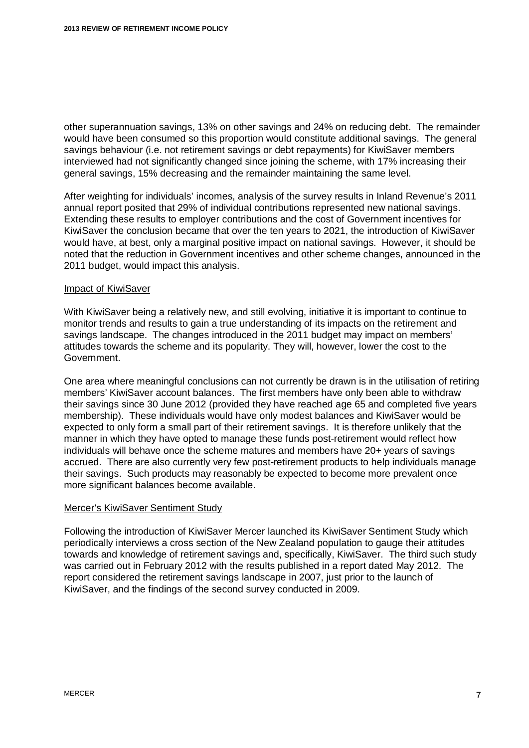other superannuation savings, 13% on other savings and 24% on reducing debt. The remainder would have been consumed so this proportion would constitute additional savings. The general savings behaviour (i.e. not retirement savings or debt repayments) for KiwiSaver members interviewed had not significantly changed since joining the scheme, with 17% increasing their general savings, 15% decreasing and the remainder maintaining the same level.

After weighting for individuals' incomes, analysis of the survey results in Inland Revenue's 2011 annual report posited that 29% of individual contributions represented new national savings. Extending these results to employer contributions and the cost of Government incentives for KiwiSaver the conclusion became that over the ten years to 2021, the introduction of KiwiSaver would have, at best, only a marginal positive impact on national savings. However, it should be noted that the reduction in Government incentives and other scheme changes, announced in the 2011 budget, would impact this analysis.

### Impact of KiwiSaver

With KiwiSaver being a relatively new, and still evolving, initiative it is important to continue to monitor trends and results to gain a true understanding of its impacts on the retirement and savings landscape. The changes introduced in the 2011 budget may impact on members' attitudes towards the scheme and its popularity. They will, however, lower the cost to the Government.

One area where meaningful conclusions can not currently be drawn is in the utilisation of retiring members' KiwiSaver account balances. The first members have only been able to withdraw their savings since 30 June 2012 (provided they have reached age 65 and completed five years membership). These individuals would have only modest balances and KiwiSaver would be expected to only form a small part of their retirement savings. It is therefore unlikely that the manner in which they have opted to manage these funds post-retirement would reflect how individuals will behave once the scheme matures and members have 20+ years of savings accrued. There are also currently very few post-retirement products to help individuals manage their savings. Such products may reasonably be expected to become more prevalent once more significant balances become available.

### Mercer's KiwiSaver Sentiment Study

Following the introduction of KiwiSaver Mercer launched its KiwiSaver Sentiment Study which periodically interviews a cross section of the New Zealand population to gauge their attitudes towards and knowledge of retirement savings and, specifically, KiwiSaver. The third such study was carried out in February 2012 with the results published in a report dated May 2012. The report considered the retirement savings landscape in 2007, just prior to the launch of KiwiSaver, and the findings of the second survey conducted in 2009.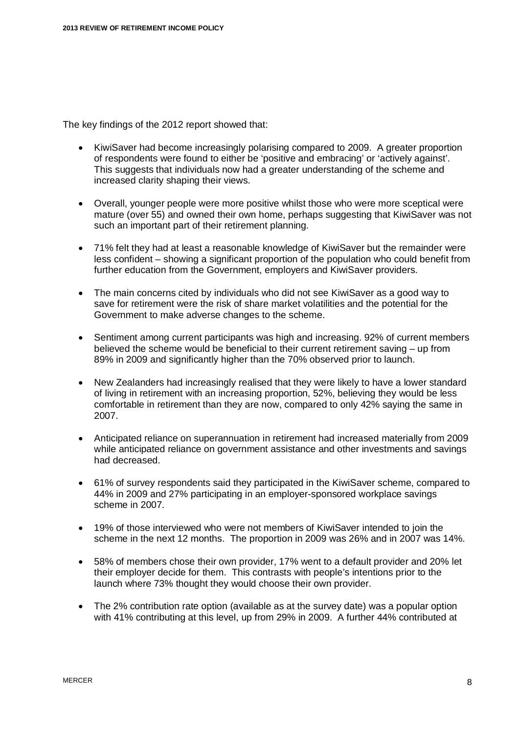The key findings of the 2012 report showed that:

- KiwiSaver had become increasingly polarising compared to 2009. A greater proportion of respondents were found to either be 'positive and embracing' or 'actively against'. This suggests that individuals now had a greater understanding of the scheme and increased clarity shaping their views.

- Overall, younger people were more positive whilst those who were more sceptical were mature (over 55) and owned their own home, perhaps suggesting that KiwiSaver was not such an important part of their retirement planning.

- 71% felt they had at least a reasonable knowledge of KiwiSaver but the remainder were less confident – showing a significant proportion of the population who could benefit from further education from the Government, employers and KiwiSaver providers.

- The main concerns cited by individuals who did not see KiwiSaver as a good way to save for retirement were the risk of share market volatilities and the potential for the Government to make adverse changes to the scheme.

- Sentiment among current participants was high and increasing. 92% of current members believed the scheme would be beneficial to their current retirement saving – up from 89% in 2009 and significantly higher than the 70% observed prior to launch.

- New Zealanders had increasingly realised that they were likely to have a lower standard of living in retirement with an increasing proportion, 52%, believing they would be less comfortable in retirement than they are now, compared to only 42% saying the same in 2007.

- Anticipated reliance on superannuation in retirement had increased materially from 2009 while anticipated reliance on government assistance and other investments and savings had decreased.

- 61% of survey respondents said they participated in the KiwiSaver scheme, compared to 44% in 2009 and 27% participating in an employer-sponsored workplace savings scheme in 2007.

- 19% of those interviewed who were not members of KiwiSaver intended to join the scheme in the next 12 months. The proportion in 2009 was 26% and in 2007 was 14%.

- 58% of members chose their own provider, 17% went to a default provider and 20% let their employer decide for them. This contrasts with people's intentions prior to the launch where 73% thought they would choose their own provider.

- The 2% contribution rate option (available as at the survey date) was a popular option with 41% contributing at this level, up from 29% in 2009. A further 44% contributed at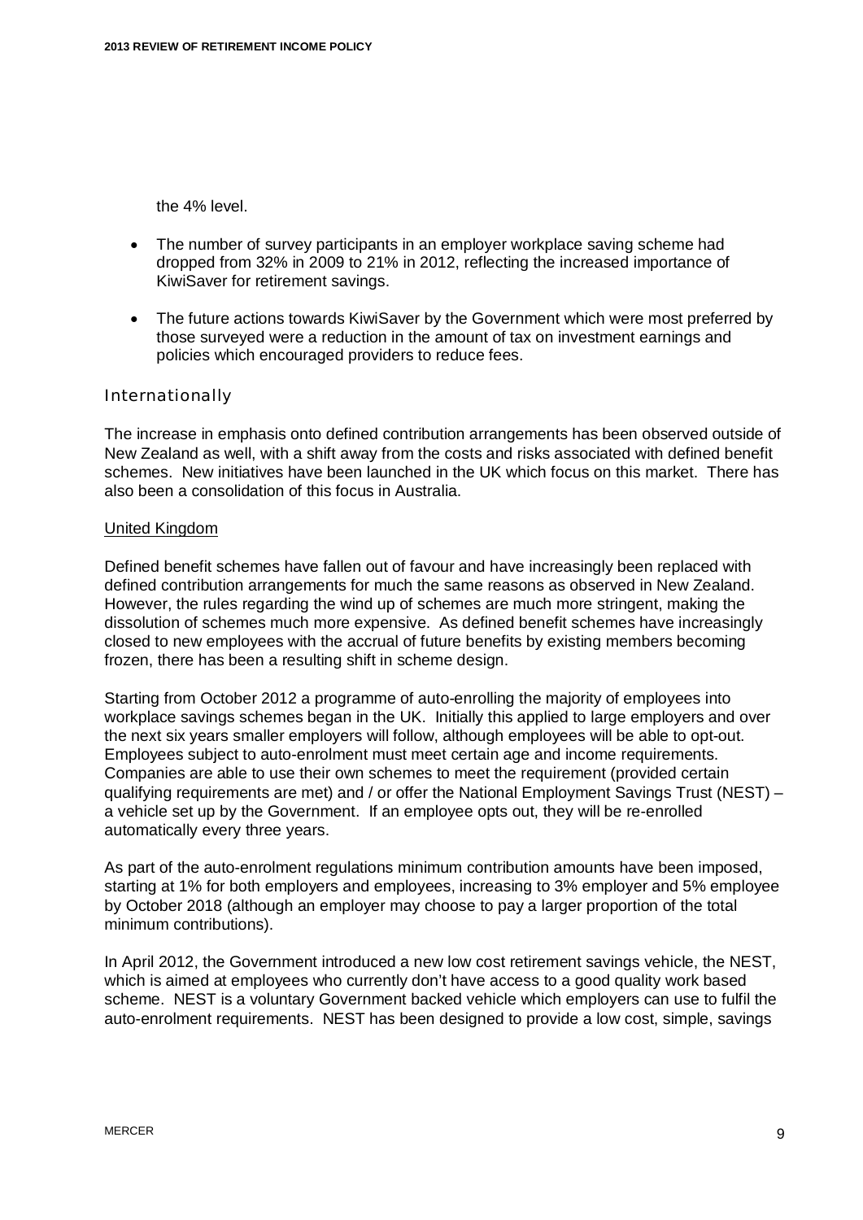the 4% level.

- The number of survey participants in an employer workplace saving scheme had dropped from 32% in 2009 to 21% in 2012, reflecting the increased importance of KiwiSaver for retirement savings.

- The future actions towards KiwiSaver by the Government which were most preferred by those surveyed were a reduction in the amount of tax on investment earnings and policies which encouraged providers to reduce fees.

### Internationally

The increase in emphasis onto defined contribution arrangements has been observed outside of New Zealand as well, with a shift away from the costs and risks associated with defined benefit schemes. New initiatives have been launched in the UK which focus on this market. There has also been a consolidation of this focus in Australia.

#### United Kingdom

Defined benefit schemes have fallen out of favour and have increasingly been replaced with defined contribution arrangements for much the same reasons as observed in New Zealand. However, the rules regarding the wind up of schemes are much more stringent, making the dissolution of schemes much more expensive. As defined benefit schemes have increasingly closed to new employees with the accrual of future benefits by existing members becoming frozen, there has been a resulting shift in scheme design.

Starting from October 2012 a programme of auto-enrolling the majority of employees into workplace savings schemes began in the UK. Initially this applied to large employers and over the next six years smaller employers will follow, although employees will be able to opt-out. Employees subject to auto-enrolment must meet certain age and income requirements. Companies are able to use their own schemes to meet the requirement (provided certain qualifying requirements are met) and / or offer the National Employment Savings Trust (NEST) – a vehicle set up by the Government. If an employee opts out, they will be re-enrolled automatically every three years.

As part of the auto-enrolment regulations minimum contribution amounts have been imposed, starting at 1% for both employers and employees, increasing to 3% employer and 5% employee by October 2018 (although an employer may choose to pay a larger proportion of the total minimum contributions).

In April 2012, the Government introduced a new low cost retirement savings vehicle, the NEST, which is aimed at employees who currently don't have access to a good quality work based scheme. NEST is a voluntary Government backed vehicle which employers can use to fulfil the auto-enrolment requirements. NEST has been designed to provide a low cost, simple, savings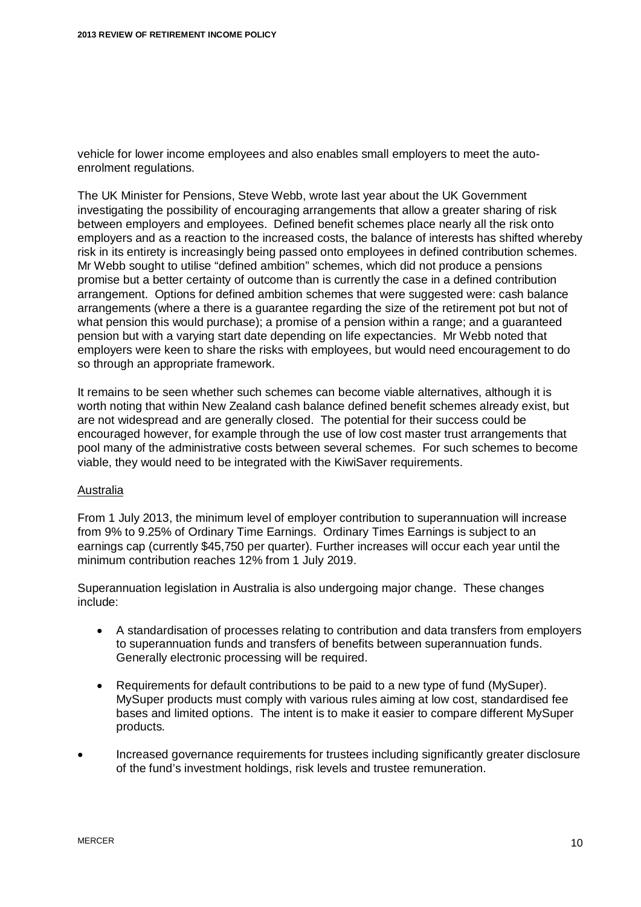vehicle for lower income employees and also enables small employers to meet the auto-enrolment regulations.

The UK Minister for Pensions, Steve Webb, wrote last year about the UK Government investigating the possibility of encouraging arrangements that allow a greater sharing of risk between employers and employees. Defined benefit schemes place nearly all the risk onto employers and as a reaction to the increased costs, the balance of interests has shifted whereby risk in its entirety is increasingly being passed onto employees in defined contribution schemes. Mr Webb sought to utilise "defined ambition" schemes, which did not produce a pensions promise but a better certainty of outcome than is currently the case in a defined contribution arrangement. Options for defined ambition schemes that were suggested were: cash balance arrangements (where a there is a guarantee regarding the size of the retirement pot but not of what pension this would purchase); a promise of a pension within a range; and a guaranteed pension but with a varying start date depending on life expectancies. Mr Webb noted that employers were keen to share the risks with employees, but would need encouragement to do so through an appropriate framework.

It remains to be seen whether such schemes can become viable alternatives, although it is worth noting that within New Zealand cash balance defined benefit schemes already exist, but are not widespread and are generally closed. The potential for their success could be encouraged however, for example through the use of low cost master trust arrangements that pool many of the administrative costs between several schemes. For such schemes to become viable, they would need to be integrated with the KiwiSaver requirements.

<u>Australia</u>

From 1 July 2013, the minimum level of employer contribution to superannuation will increase from 9% to 9.25% of Ordinary Time Earnings. Ordinary Times Earnings is subject to an earnings cap (currently $45,750 per quarter). Further increases will occur each year until the minimum contribution reaches 12% from 1 July 2019.

Superannuation legislation in Australia is also undergoing major change. These changes include:

- A standardisation of processes relating to contribution and data transfers from employers to superannuation funds and transfers of benefits between superannuation funds. Generally electronic processing will be required.
- Requirements for default contributions to be paid to a new type of fund (MySuper). MySuper products must comply with various rules aiming at low cost, standardised fee bases and limited options. The intent is to make it easier to compare different MySuper products.
- Increased governance requirements for trustees including significantly greater disclosure of the fund's investment holdings, risk levels and trustee remuneration.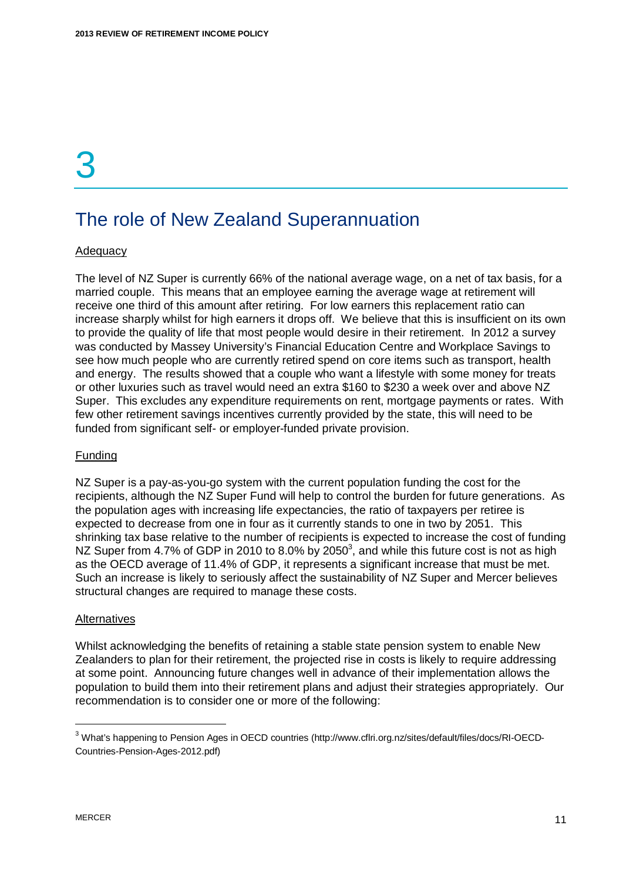# 3

## The role of New Zealand Superannuation

### Adequacy

The level of NZ Super is currently 66% of the national average wage, on a net of tax basis, for a married couple. This means that an employee earning the average wage at retirement will receive one third of this amount after retiring. For low earners this replacement ratio can increase sharply whilst for high earners it drops off. We believe that this is insufficient on its own to provide the quality of life that most people would desire in their retirement. In 2012 a survey was conducted by Massey University's Financial Education Centre and Workplace Savings to see how much people who are currently retired spend on core items such as transport, health and energy. The results showed that a couple who want a lifestyle with some money for treats or other luxuries such as travel would need an extra $160 to $230 a week over and above NZ Super. This excludes any expenditure requirements on rent, mortgage payments or rates. With few other retirement savings incentives currently provided by the state, this will need to be funded from significant self- or employer-funded private provision.

### Funding

NZ Super is a pay-as-you-go system with the current population funding the cost for the recipients, although the NZ Super Fund will help to control the burden for future generations. As the population ages with increasing life expectancies, the ratio of taxpayers per retiree is expected to decrease from one in four as it currently stands to one in two by 2051. This shrinking tax base relative to the number of recipients is expected to increase the cost of funding NZ Super from 4.7% of GDP in 2010 to 8.0% by 2050[3], and while this future cost is not as high as the OECD average of 11.4% of GDP, it represents a significant increase that must be met. Such an increase is likely to seriously affect the sustainability of NZ Super and Mercer believes structural changes are required to manage these costs.

### Alternatives

Whilst acknowledging the benefits of retaining a stable state pension system to enable New Zealanders to plan for their retirement, the projected rise in costs is likely to require addressing at some point. Announcing future changes well in advance of their implementation allows the population to build them into their retirement plans and adjust their strategies appropriately. Our recommendation is to consider one or more of the following:

[3] What's happening to Pension Ages in OECD countries (http://www.cflri.org.nz/sites/default/files/docs/RI-OECD-Countries-Pension-Ages-2012.pdf)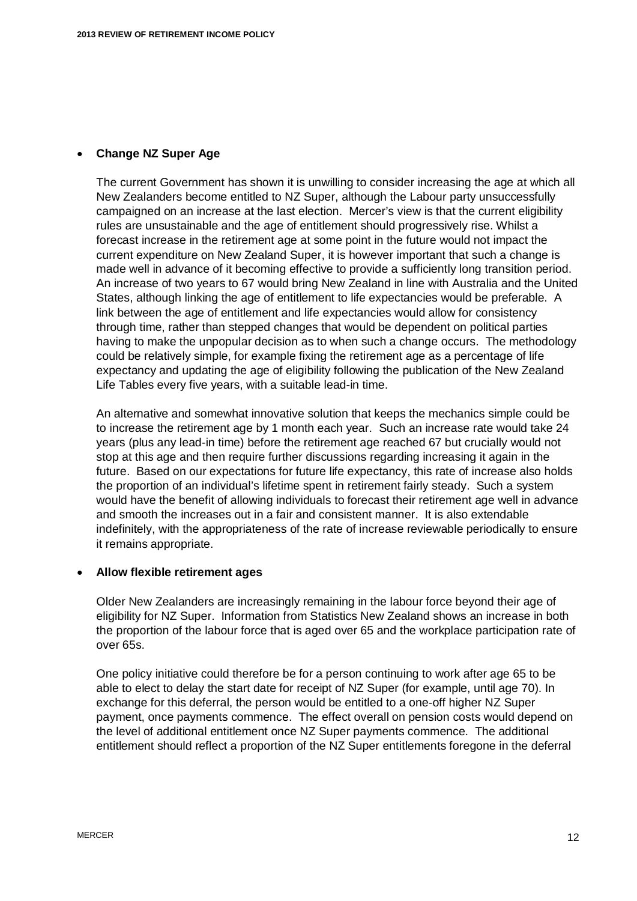- **Change NZ Super Age**

  The current Government has shown it is unwilling to consider increasing the age at which all New Zealanders become entitled to NZ Super, although the Labour party unsuccessfully campaigned on an increase at the last election. Mercer's view is that the current eligibility rules are unsustainable and the age of entitlement should progressively rise. Whilst a forecast increase in the retirement age at some point in the future would not impact the current expenditure on New Zealand Super, it is however important that such a change is made well in advance of it becoming effective to provide a sufficiently long transition period. An increase of two years to 67 would bring New Zealand in line with Australia and the United States, although linking the age of entitlement to life expectancies would be preferable. A link between the age of entitlement and life expectancies would allow for consistency through time, rather than stepped changes that would be dependent on political parties having to make the unpopular decision as to when such a change occurs. The methodology could be relatively simple, for example fixing the retirement age as a percentage of life expectancy and updating the age of eligibility following the publication of the New Zealand Life Tables every five years, with a suitable lead-in time.

  An alternative and somewhat innovative solution that keeps the mechanics simple could be to increase the retirement age by 1 month each year. Such an increase rate would take 24 years (plus any lead-in time) before the retirement age reached 67 but crucially would not stop at this age and then require further discussions regarding increasing it again in the future. Based on our expectations for future life expectancy, this rate of increase also holds the proportion of an individual's lifetime spent in retirement fairly steady. Such a system would have the benefit of allowing individuals to forecast their retirement age well in advance and smooth the increases out in a fair and consistent manner. It is also extendable indefinitely, with the appropriateness of the rate of increase reviewable periodically to ensure it remains appropriate.

- **Allow flexible retirement ages**

  Older New Zealanders are increasingly remaining in the labour force beyond their age of eligibility for NZ Super. Information from Statistics New Zealand shows an increase in both the proportion of the labour force that is aged over 65 and the workplace participation rate of over 65s.

  One policy initiative could therefore be for a person continuing to work after age 65 to be able to elect to delay the start date for receipt of NZ Super (for example, until age 70). In exchange for this deferral, the person would be entitled to a one-off higher NZ Super payment, once payments commence. The effect overall on pension costs would depend on the level of additional entitlement once NZ Super payments commence. The additional entitlement should reflect a proportion of the NZ Super entitlements foregone in the deferral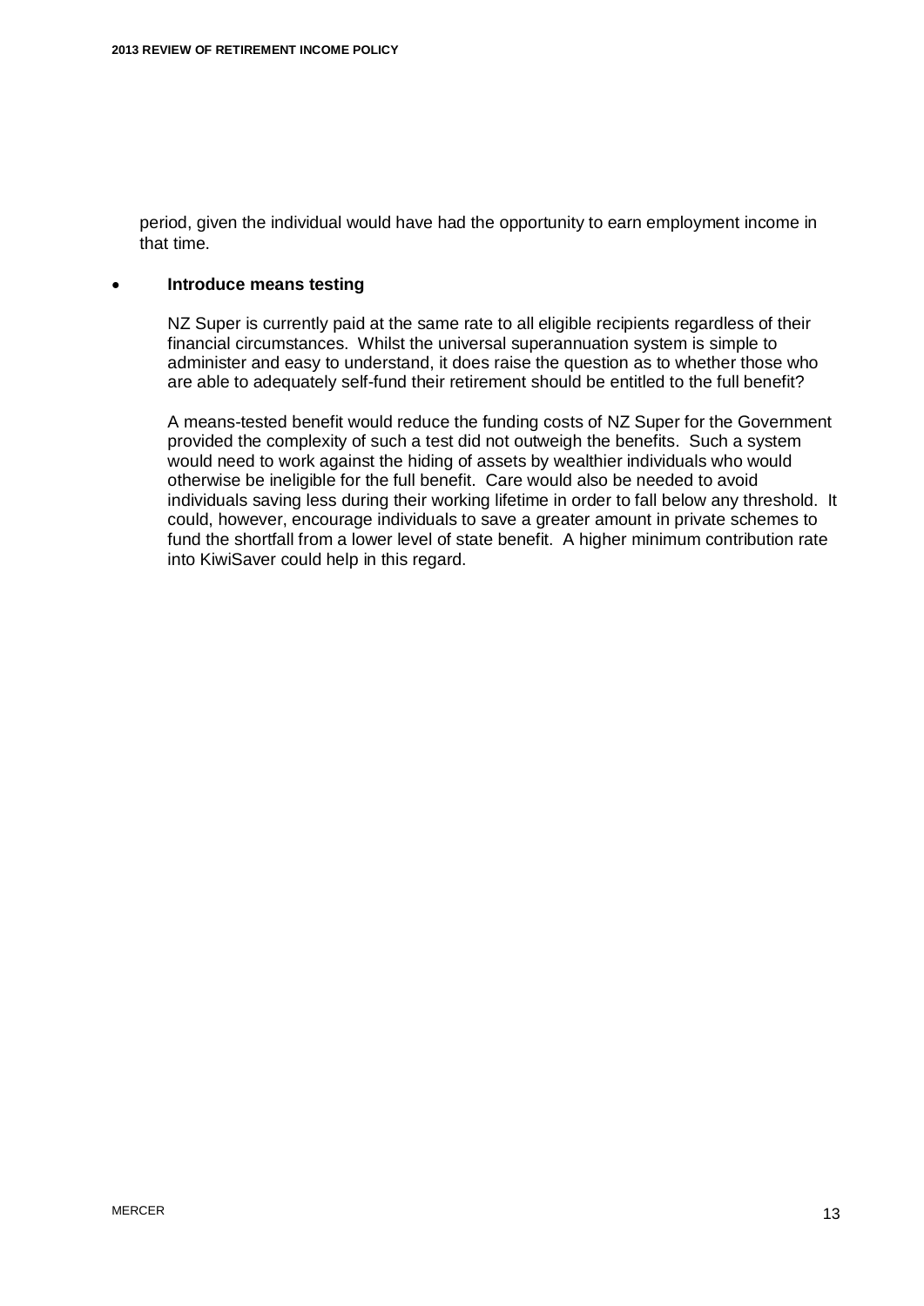period, given the individual would have had the opportunity to earn employment income in that time.

- **Introduce means testing**

  NZ Super is currently paid at the same rate to all eligible recipients regardless of their financial circumstances. Whilst the universal superannuation system is simple to administer and easy to understand, it does raise the question as to whether those who are able to adequately self-fund their retirement should be entitled to the full benefit?

  A means-tested benefit would reduce the funding costs of NZ Super for the Government provided the complexity of such a test did not outweigh the benefits. Such a system would need to work against the hiding of assets by wealthier individuals who would otherwise be ineligible for the full benefit. Care would also be needed to avoid individuals saving less during their working lifetime in order to fall below any threshold. It could, however, encourage individuals to save a greater amount in private schemes to fund the shortfall from a lower level of state benefit. A higher minimum contribution rate into KiwiSaver could help in this regard.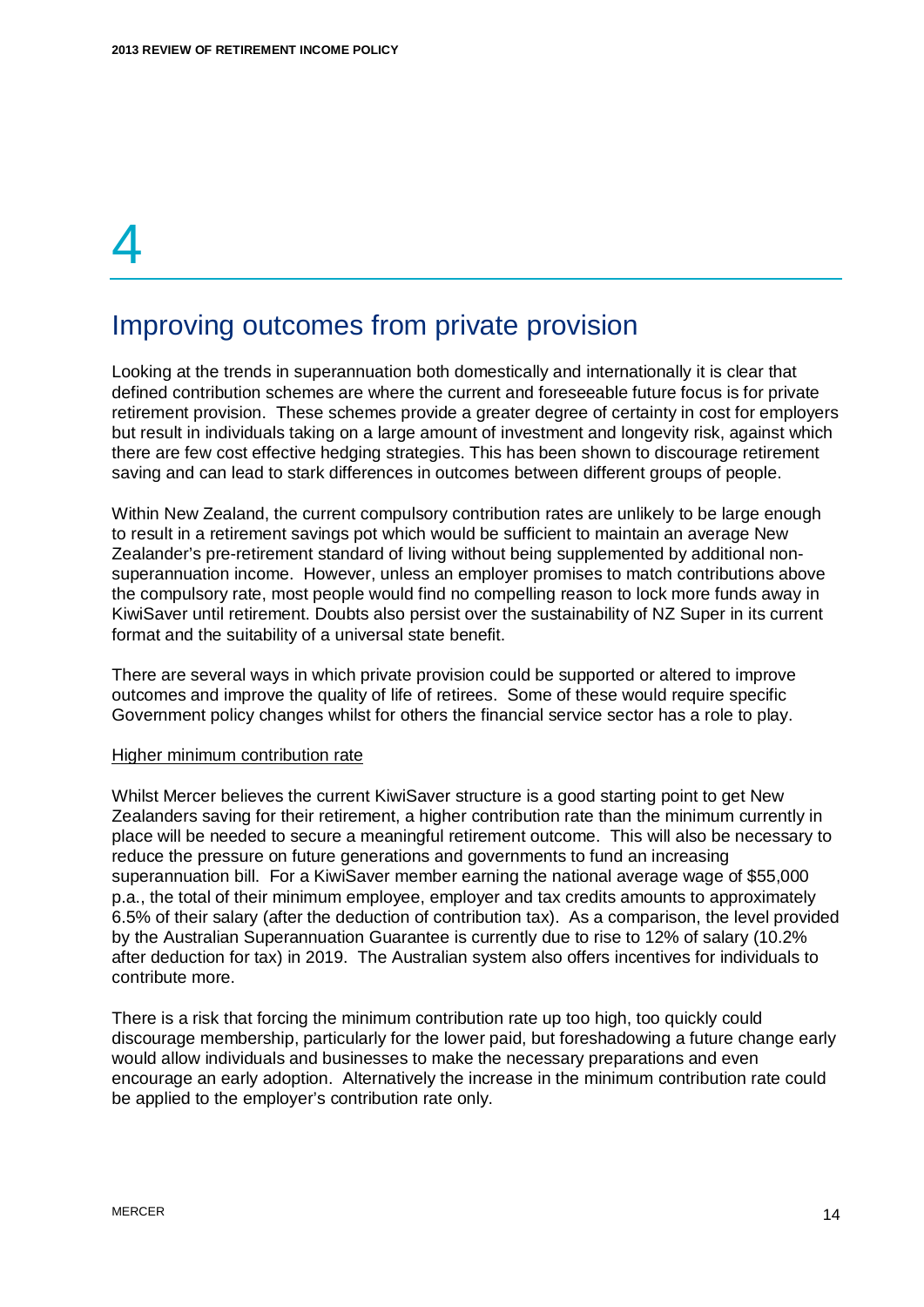# 4

## Improving outcomes from private provision

Looking at the trends in superannuation both domestically and internationally it is clear that defined contribution schemes are where the current and foreseeable future focus is for private retirement provision. These schemes provide a greater degree of certainty in cost for employers but result in individuals taking on a large amount of investment and longevity risk, against which there are few cost effective hedging strategies. This has been shown to discourage retirement saving and can lead to stark differences in outcomes between different groups of people.

Within New Zealand, the current compulsory contribution rates are unlikely to be large enough to result in a retirement savings pot which would be sufficient to maintain an average New Zealander's pre-retirement standard of living without being supplemented by additional non-superannuation income. However, unless an employer promises to match contributions above the compulsory rate, most people would find no compelling reason to lock more funds away in KiwiSaver until retirement. Doubts also persist over the sustainability of NZ Super in its current format and the suitability of a universal state benefit.

There are several ways in which private provision could be supported or altered to improve outcomes and improve the quality of life of retirees. Some of these would require specific Government policy changes whilst for others the financial service sector has a role to play.

<u>Higher minimum contribution rate</u>

Whilst Mercer believes the current KiwiSaver structure is a good starting point to get New Zealanders saving for their retirement, a higher contribution rate than the minimum currently in place will be needed to secure a meaningful retirement outcome. This will also be necessary to reduce the pressure on future generations and governments to fund an increasing superannuation bill. For a KiwiSaver member earning the national average wage of $55,000 p.a., the total of their minimum employee, employer and tax credits amounts to approximately 6.5% of their salary (after the deduction of contribution tax). As a comparison, the level provided by the Australian Superannuation Guarantee is currently due to rise to 12% of salary (10.2% after deduction for tax) in 2019. The Australian system also offers incentives for individuals to contribute more.

There is a risk that forcing the minimum contribution rate up too high, too quickly could discourage membership, particularly for the lower paid, but foreshadowing a future change early would allow individuals and businesses to make the necessary preparations and even encourage an early adoption. Alternatively the increase in the minimum contribution rate could be applied to the employer's contribution rate only.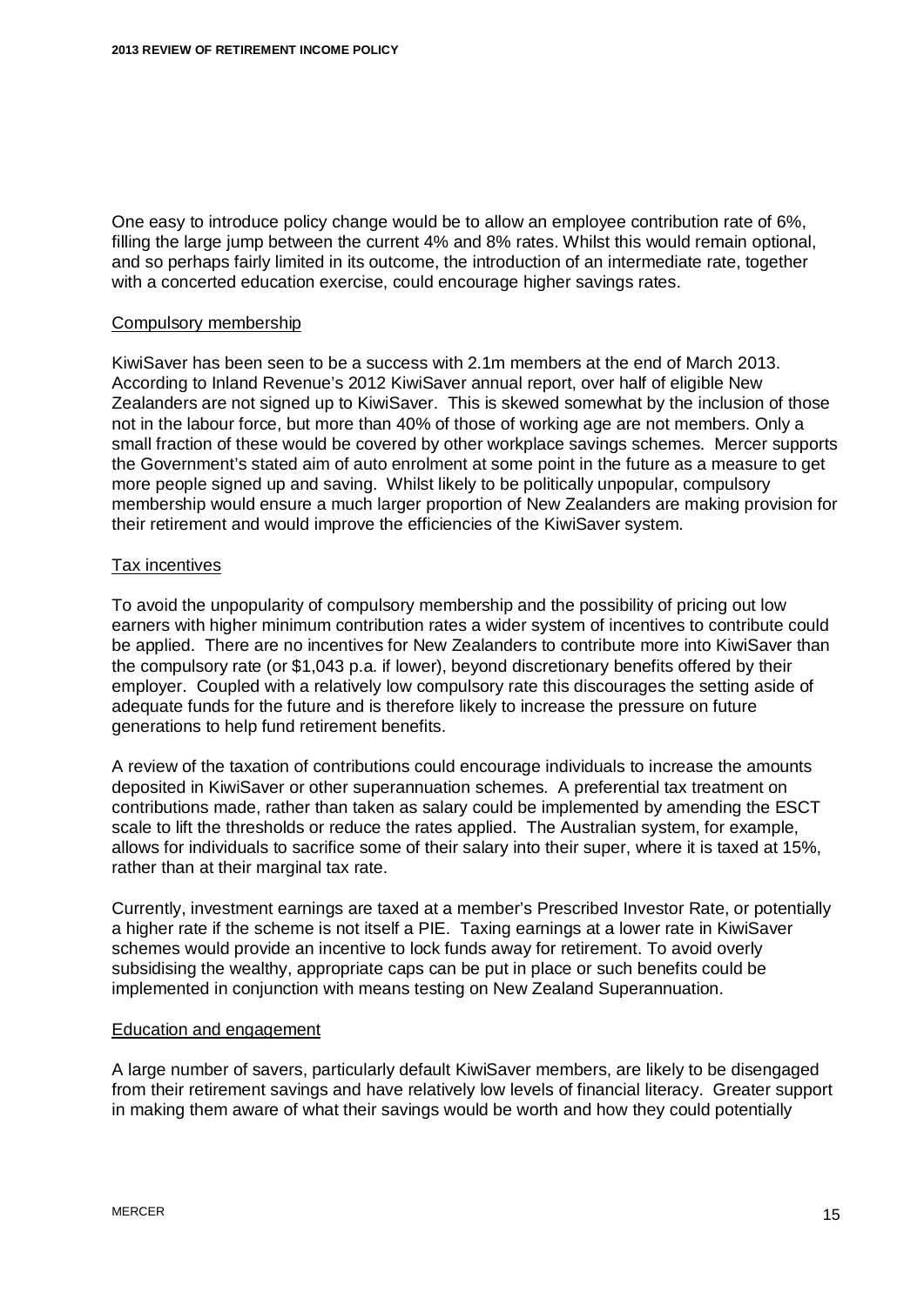One easy to introduce policy change would be to allow an employee contribution rate of 6%, filling the large jump between the current 4% and 8% rates. Whilst this would remain optional, and so perhaps fairly limited in its outcome, the introduction of an intermediate rate, together with a concerted education exercise, could encourage higher savings rates.

### Compulsory membership

KiwiSaver has been seen to be a success with 2.1m members at the end of March 2013. According to Inland Revenue's 2012 KiwiSaver annual report, over half of eligible New Zealanders are not signed up to KiwiSaver. This is skewed somewhat by the inclusion of those not in the labour force, but more than 40% of those of working age are not members. Only a small fraction of these would be covered by other workplace savings schemes. Mercer supports the Government's stated aim of auto enrolment at some point in the future as a measure to get more people signed up and saving. Whilst likely to be politically unpopular, compulsory membership would ensure a much larger proportion of New Zealanders are making provision for their retirement and would improve the efficiencies of the KiwiSaver system.

### Tax incentives

To avoid the unpopularity of compulsory membership and the possibility of pricing out low earners with higher minimum contribution rates a wider system of incentives to contribute could be applied. There are no incentives for New Zealanders to contribute more into KiwiSaver than the compulsory rate (or $1,043 p.a. if lower), beyond discretionary benefits offered by their employer. Coupled with a relatively low compulsory rate this discourages the setting aside of adequate funds for the future and is therefore likely to increase the pressure on future generations to help fund retirement benefits.

A review of the taxation of contributions could encourage individuals to increase the amounts deposited in KiwiSaver or other superannuation schemes. A preferential tax treatment on contributions made, rather than taken as salary could be implemented by amending the ESCT scale to lift the thresholds or reduce the rates applied. The Australian system, for example, allows for individuals to sacrifice some of their salary into their super, where it is taxed at 15%, rather than at their marginal tax rate.

Currently, investment earnings are taxed at a member's Prescribed Investor Rate, or potentially a higher rate if the scheme is not itself a PIE. Taxing earnings at a lower rate in KiwiSaver schemes would provide an incentive to lock funds away for retirement. To avoid overly subsidising the wealthy, appropriate caps can be put in place or such benefits could be implemented in conjunction with means testing on New Zealand Superannuation.

### Education and engagement

A large number of savers, particularly default KiwiSaver members, are likely to be disengaged from their retirement savings and have relatively low levels of financial literacy. Greater support in making them aware of what their savings would be worth and how they could potentially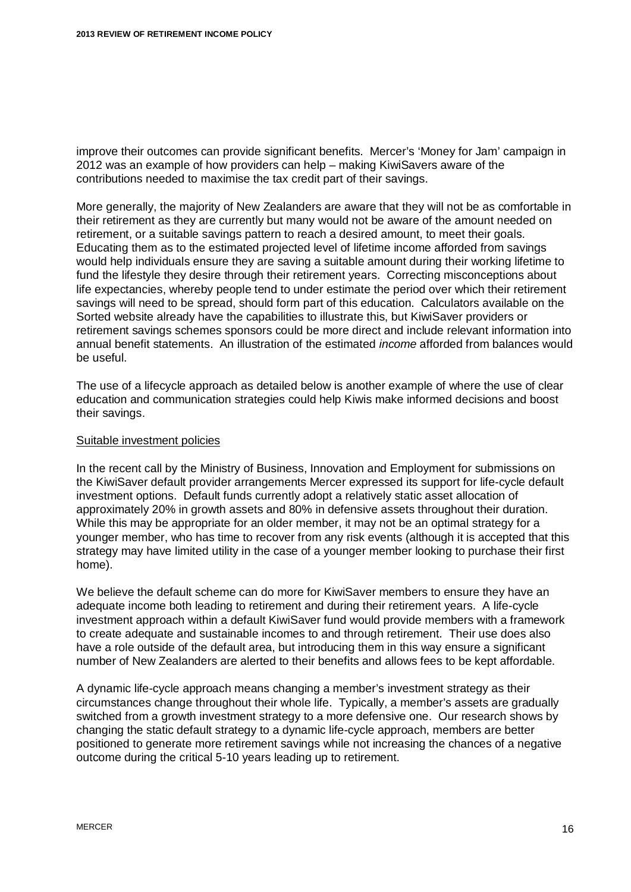improve their outcomes can provide significant benefits. Mercer's 'Money for Jam' campaign in 2012 was an example of how providers can help – making KiwiSavers aware of the contributions needed to maximise the tax credit part of their savings.

More generally, the majority of New Zealanders are aware that they will not be as comfortable in their retirement as they are currently but many would not be aware of the amount needed on retirement, or a suitable savings pattern to reach a desired amount, to meet their goals. Educating them as to the estimated projected level of lifetime income afforded from savings would help individuals ensure they are saving a suitable amount during their working lifetime to fund the lifestyle they desire through their retirement years. Correcting misconceptions about life expectancies, whereby people tend to under estimate the period over which their retirement savings will need to be spread, should form part of this education. Calculators available on the Sorted website already have the capabilities to illustrate this, but KiwiSaver providers or retirement savings schemes sponsors could be more direct and include relevant information into annual benefit statements. An illustration of the estimated *income* afforded from balances would be useful.

The use of a lifecycle approach as detailed below is another example of where the use of clear education and communication strategies could help Kiwis make informed decisions and boost their savings.

<u>Suitable investment policies</u>

In the recent call by the Ministry of Business, Innovation and Employment for submissions on the KiwiSaver default provider arrangements Mercer expressed its support for life-cycle default investment options. Default funds currently adopt a relatively static asset allocation of approximately 20% in growth assets and 80% in defensive assets throughout their duration. While this may be appropriate for an older member, it may not be an optimal strategy for a younger member, who has time to recover from any risk events (although it is accepted that this strategy may have limited utility in the case of a younger member looking to purchase their first home).

We believe the default scheme can do more for KiwiSaver members to ensure they have an adequate income both leading to retirement and during their retirement years. A life-cycle investment approach within a default KiwiSaver fund would provide members with a framework to create adequate and sustainable incomes to and through retirement. Their use does also have a role outside of the default area, but introducing them in this way ensure a significant number of New Zealanders are alerted to their benefits and allows fees to be kept affordable.

A dynamic life-cycle approach means changing a member's investment strategy as their circumstances change throughout their whole life. Typically, a member's assets are gradually switched from a growth investment strategy to a more defensive one. Our research shows by changing the static default strategy to a dynamic life-cycle approach, members are better positioned to generate more retirement savings while not increasing the chances of a negative outcome during the critical 5-10 years leading up to retirement.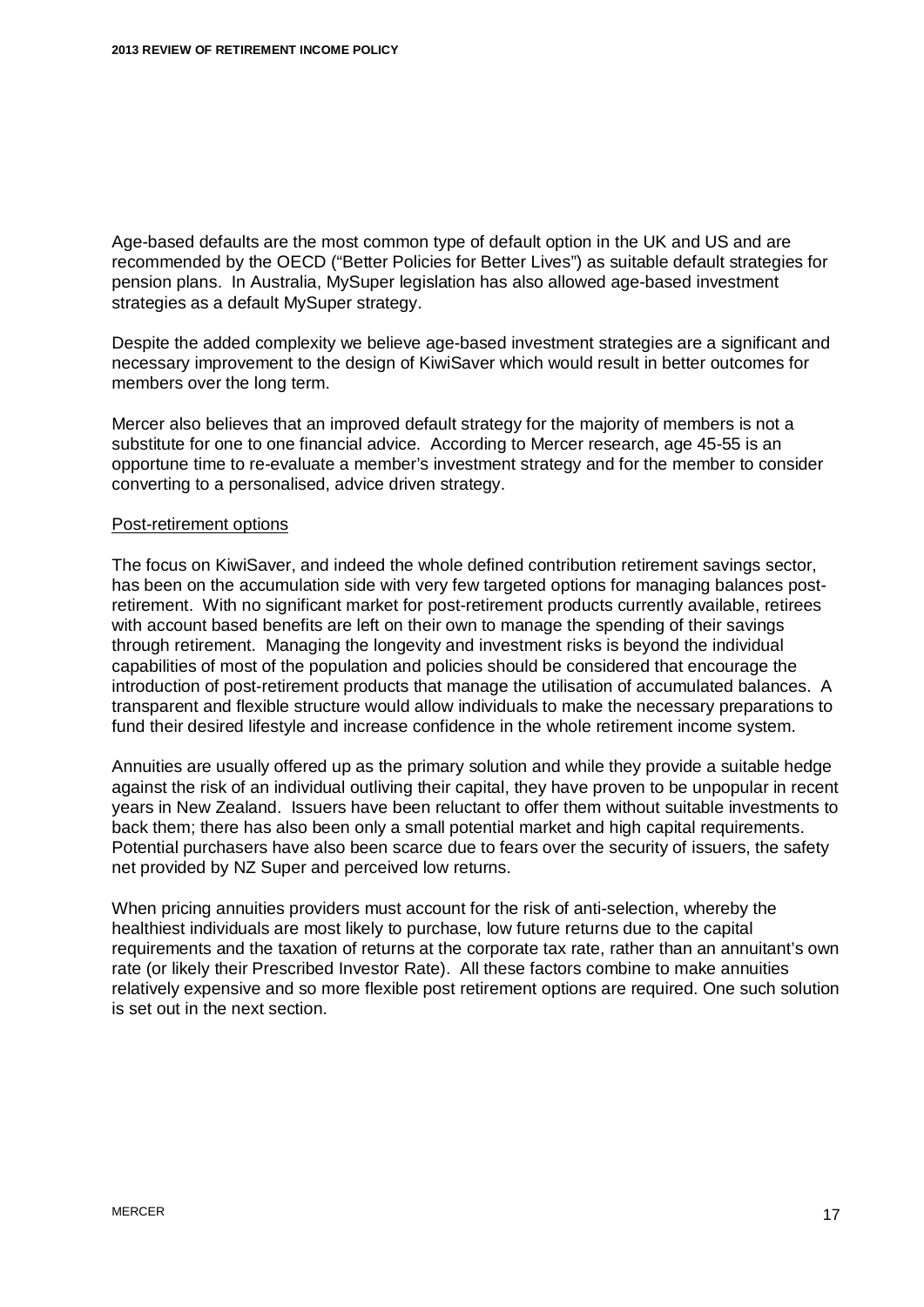Age-based defaults are the most common type of default option in the UK and US and are recommended by the OECD ("Better Policies for Better Lives") as suitable default strategies for pension plans. In Australia, MySuper legislation has also allowed age-based investment strategies as a default MySuper strategy.

Despite the added complexity we believe age-based investment strategies are a significant and necessary improvement to the design of KiwiSaver which would result in better outcomes for members over the long term.

Mercer also believes that an improved default strategy for the majority of members is not a substitute for one to one financial advice. According to Mercer research, age 45-55 is an opportune time to re-evaluate a member's investment strategy and for the member to consider converting to a personalised, advice driven strategy.

Post-retirement options

The focus on KiwiSaver, and indeed the whole defined contribution retirement savings sector, has been on the accumulation side with very few targeted options for managing balances post-retirement. With no significant market for post-retirement products currently available, retirees with account based benefits are left on their own to manage the spending of their savings through retirement. Managing the longevity and investment risks is beyond the individual capabilities of most of the population and policies should be considered that encourage the introduction of post-retirement products that manage the utilisation of accumulated balances. A transparent and flexible structure would allow individuals to make the necessary preparations to fund their desired lifestyle and increase confidence in the whole retirement income system.

Annuities are usually offered up as the primary solution and while they provide a suitable hedge against the risk of an individual outliving their capital, they have proven to be unpopular in recent years in New Zealand. Issuers have been reluctant to offer them without suitable investments to back them; there has also been only a small potential market and high capital requirements. Potential purchasers have also been scarce due to fears over the security of issuers, the safety net provided by NZ Super and perceived low returns.

When pricing annuities providers must account for the risk of anti-selection, whereby the healthiest individuals are most likely to purchase, low future returns due to the capital requirements and the taxation of returns at the corporate tax rate, rather than an annuitant's own rate (or likely their Prescribed Investor Rate). All these factors combine to make annuities relatively expensive and so more flexible post retirement options are required. One such solution is set out in the next section.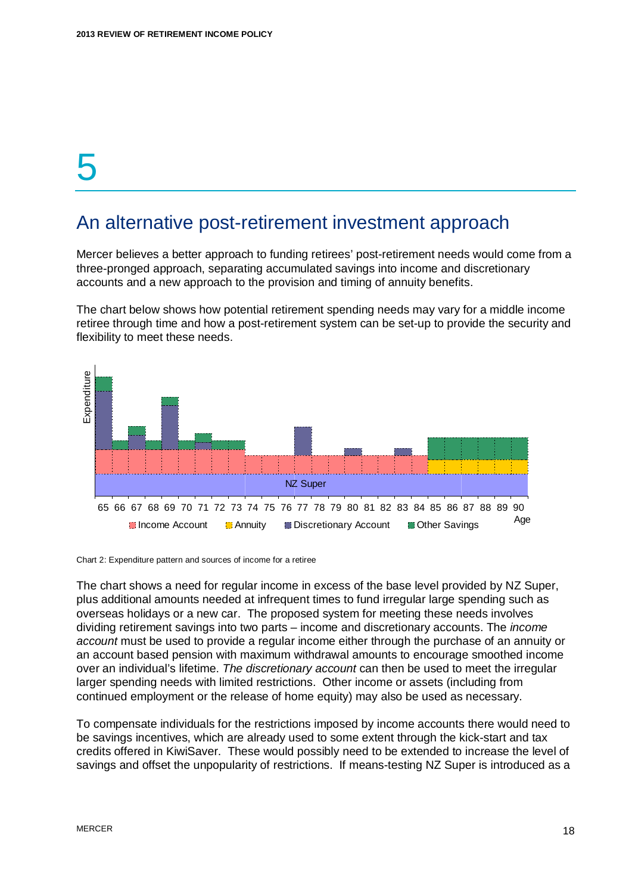# 5

## An alternative post-retirement investment approach

Mercer believes a better approach to funding retirees' post-retirement needs would come from a three-pronged approach, separating accumulated savings into income and discretionary accounts and a new approach to the provision and timing of annuity benefits.

The chart below shows how potential retirement spending needs may vary for a middle income retiree through time and how a post-retirement system can be set-up to provide the security and flexibility to meet these needs.

Chart 2: Expenditure pattern and sources of income for a retiree

The chart shows a need for regular income in excess of the base level provided by NZ Super, plus additional amounts needed at infrequent times to fund irregular large spending such as overseas holidays or a new car. The proposed system for meeting these needs involves dividing retirement savings into two parts – income and discretionary accounts. The *income account* must be used to provide a regular income either through the purchase of an annuity or an account based pension with maximum withdrawal amounts to encourage smoothed income over an individual's lifetime. *The discretionary account* can then be used to meet the irregular larger spending needs with limited restrictions. Other income or assets (including from continued employment or the release of home equity) may also be used as necessary.

To compensate individuals for the restrictions imposed by income accounts there would need to be savings incentives, which are already used to some extent through the kick-start and tax credits offered in KiwiSaver. These would possibly need to be extended to increase the level of savings and offset the unpopularity of restrictions. If means-testing NZ Super is introduced as a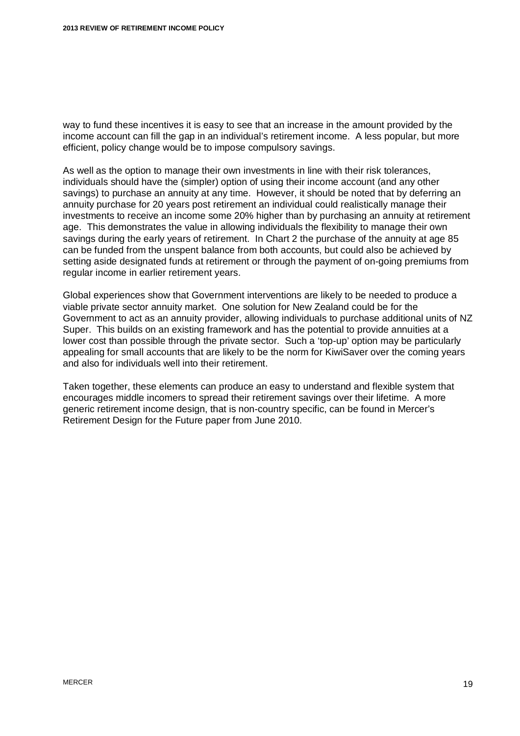way to fund these incentives it is easy to see that an increase in the amount provided by the income account can fill the gap in an individual's retirement income. A less popular, but more efficient, policy change would be to impose compulsory savings.

As well as the option to manage their own investments in line with their risk tolerances, individuals should have the (simpler) option of using their income account (and any other savings) to purchase an annuity at any time. However, it should be noted that by deferring an annuity purchase for 20 years post retirement an individual could realistically manage their investments to receive an income some 20% higher than by purchasing an annuity at retirement age. This demonstrates the value in allowing individuals the flexibility to manage their own savings during the early years of retirement. In Chart 2 the purchase of the annuity at age 85 can be funded from the unspent balance from both accounts, but could also be achieved by setting aside designated funds at retirement or through the payment of on-going premiums from regular income in earlier retirement years.

Global experiences show that Government interventions are likely to be needed to produce a viable private sector annuity market. One solution for New Zealand could be for the Government to act as an annuity provider, allowing individuals to purchase additional units of NZ Super. This builds on an existing framework and has the potential to provide annuities at a lower cost than possible through the private sector. Such a 'top-up' option may be particularly appealing for small accounts that are likely to be the norm for KiwiSaver over the coming years and also for individuals well into their retirement.

Taken together, these elements can produce an easy to understand and flexible system that encourages middle incomers to spread their retirement savings over their lifetime. A more generic retirement income design, that is non-country specific, can be found in Mercer's Retirement Design for the Future paper from June 2010.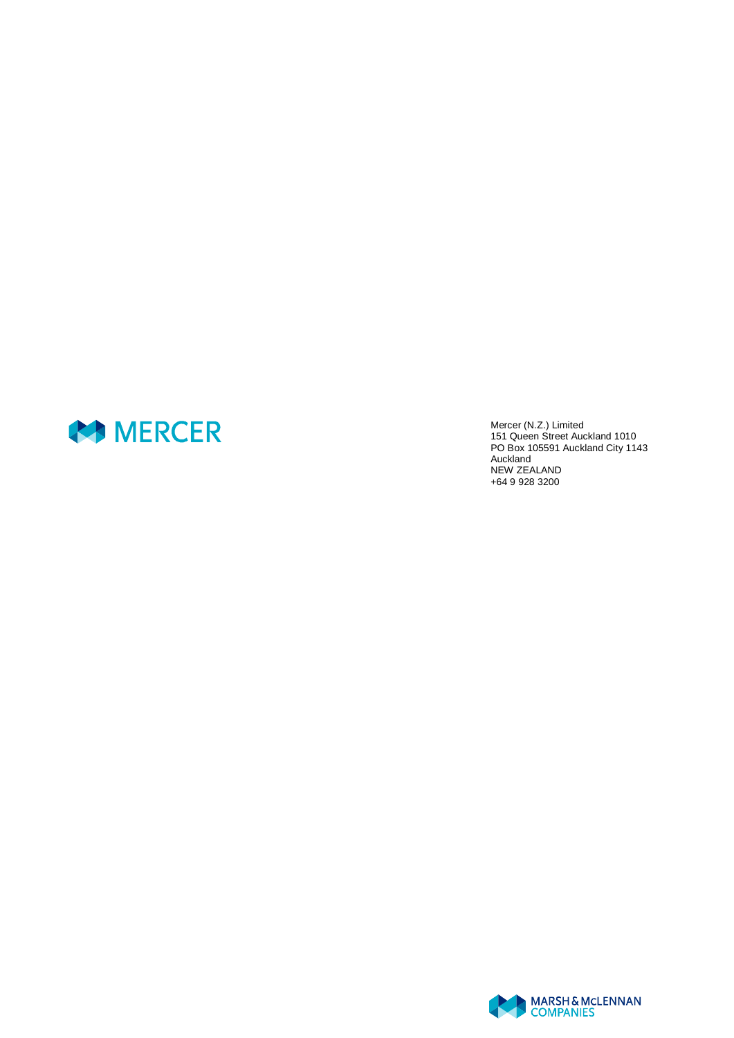MERCER

Mercer (N.Z.) Limited
151 Queen Street Auckland 1010
PO Box 105591 Auckland City 1143
Auckland
NEW ZEALAND
+64 9 928 3200

MARSH & McLENNAN COMPANIES